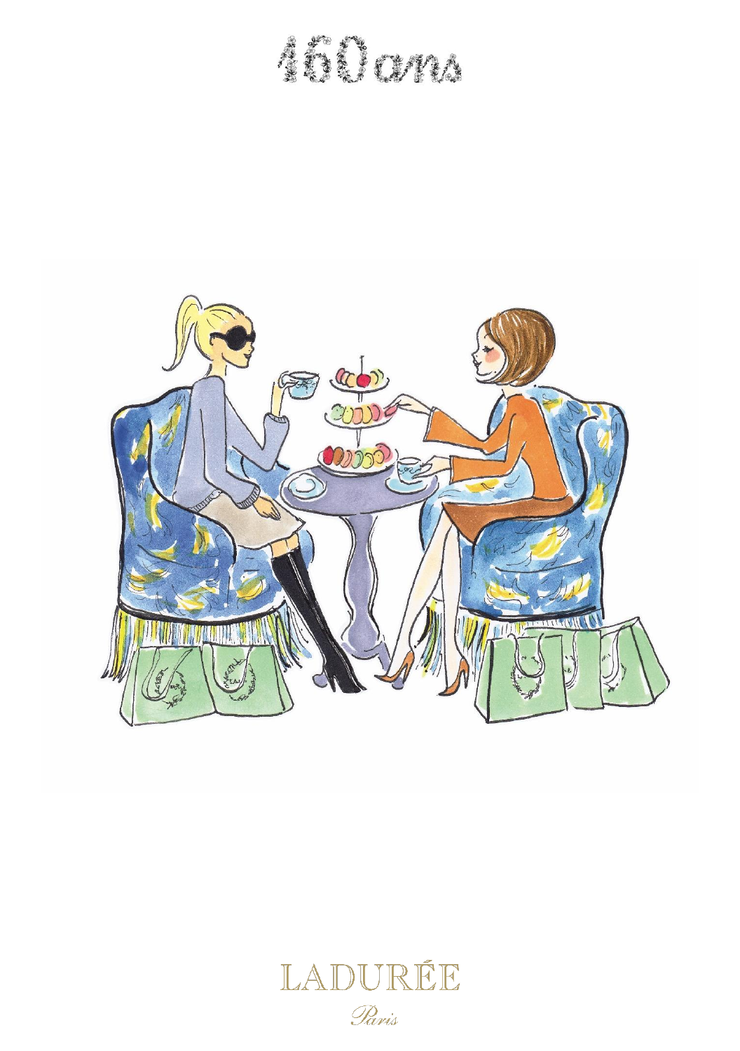# 160 ans

LADURÉE

*Paris*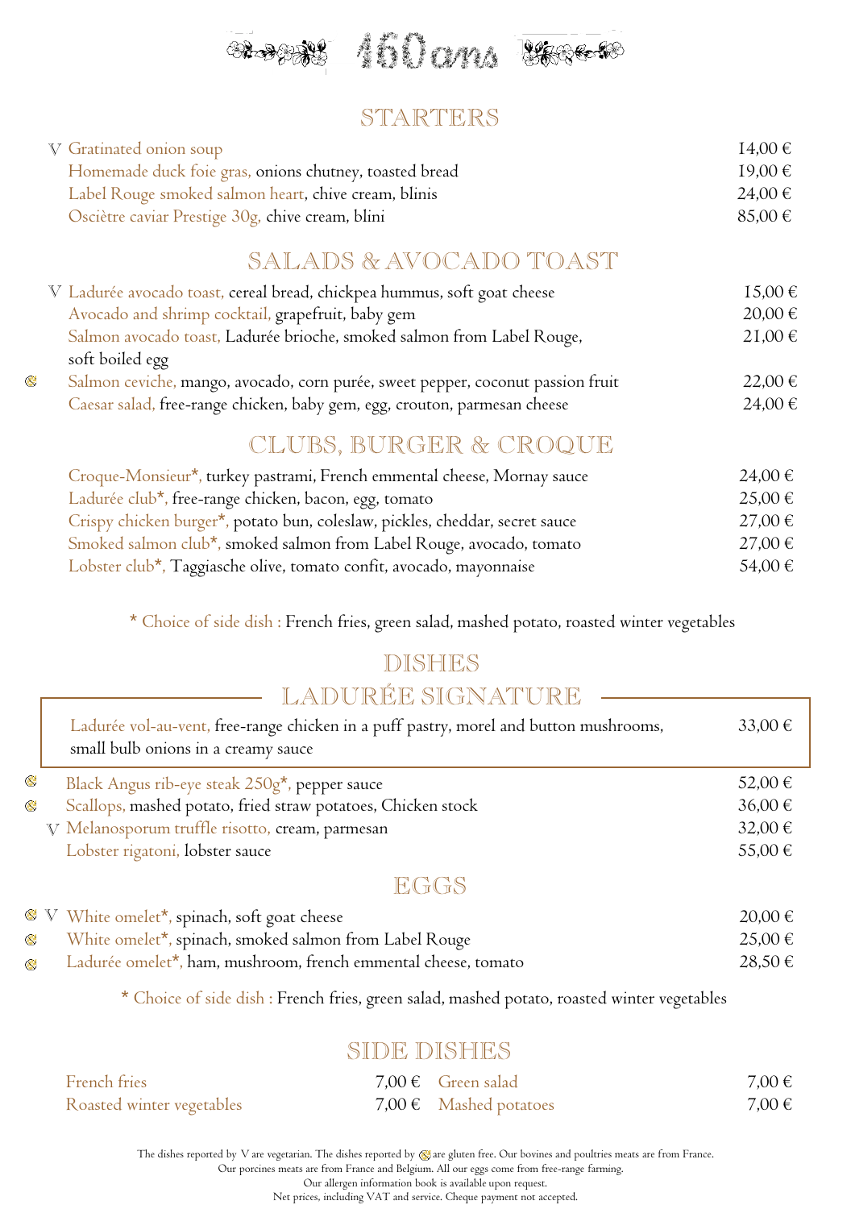# 160 ans

## STARTERS

| | | |
|---|---|---|
| V | Gratinated onion soup | 14,00 € |
| | Homemade duck foie gras, onions chutney, toasted bread | 19,00 € |
| | Label Rouge smoked salmon heart, chive cream, blinis | 24,00 € |
| | Oscière caviar Prestige 30g, chive cream, blini | 85,00 € |

## SALADS & AVOCADO TOAST

| | | |
|---|---|---|
| V | Ladurée avocado toast, cereal bread, chickpea hummus, soft goat cheese | 15,00 € |
| | Avocado and shrimp cocktail, grapefruit, baby gem | 20,00 € |
| | Salmon avocado toast, Ladurée brioche, smoked salmon from Label Rouge, soft boiled egg | 21,00 € |
| GF | Salmon ceviche, mango, avocado, corn purée, sweet pepper, coconut passion fruit | 22,00 € |
| | Caesar salad, free-range chicken, baby gem, egg, crouton, parmesan cheese | 24,00 € |

## CLUBS, BURGER & CROQUE

| | |
|---|---|
| Croque-Monsieur*, turkey pastrami, French emmental cheese, Mornay sauce | 24,00 € |
| Ladurée club*, free-range chicken, bacon, egg, tomato | 25,00 € |
| Crispy chicken burger*, potato bun, coleslaw, pickles, cheddar, secret sauce | 27,00 € |
| Smoked salmon club*, smoked salmon from Label Rouge, avocado, tomato | 27,00 € |
| Lobster club*, Taggiasche olive, tomato confit, avocado, mayonnaise | 54,00 € |

* Choice of side dish : French fries, green salad, mashed potato, roasted winter vegetables

## DISHES

### LADURÉE SIGNATURE

| | |
|---|---|
| Ladurée vol-au-vent, free-range chicken in a puff pastry, morel and button mushrooms, small bulb onions in a creamy sauce | 33,00 € |

| | | |
|---|---|---|
| GF | Black Angus rib-eye steak 250g*, pepper sauce | 52,00 € |
| GF | Scallops, mashed potato, fried straw potatoes, Chicken stock | 36,00 € |
| V | Melanosporum truffle risotto, cream, parmesan | 32,00 € |
| | Lobster rigatoni, lobster sauce | 55,00 € |

## EGGS

| | | |
|---|---|---|
| GF V | White omelet*, spinach, soft goat cheese | 20,00 € |
| GF | White omelet*, spinach, smoked salmon from Label Rouge | 25,00 € |
| GF | Ladurée omelet*, ham, mushroom, french emmental cheese, tomato | 28,50 € |

* Choice of side dish : French fries, green salad, mashed potato, roasted winter vegetables

## SIDE DISHES

| | | | |
|---|---|---|---|
| French fries | 7,00 € | Green salad | 7,00 € |
| Roasted winter vegetables | 7,00 € | Mashed potatoes | 7,00 € |

The dishes reported by V are vegetarian. The dishes reported by GF are gluten free. Our bovines and poultries meats are from France.
Our porcines meats are from France and Belgium. All our eggs come from free-range farming.
Our allergen information book is available upon request.
Net prices, including VAT and service. Cheque payment not accepted.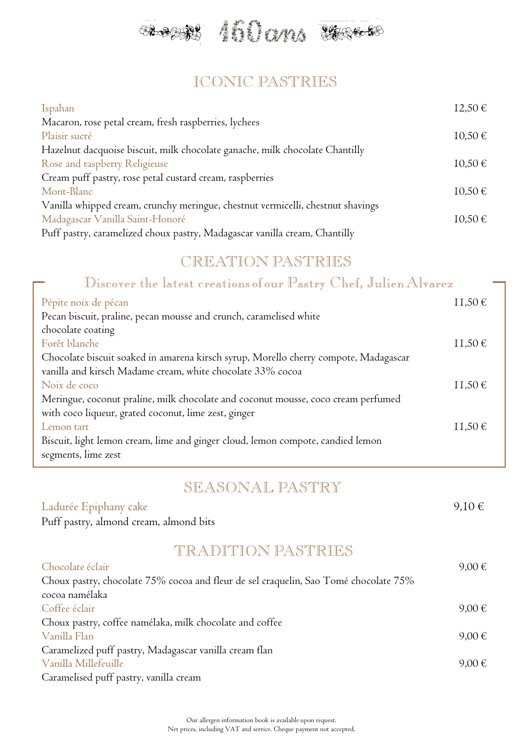160 ans

## ICONIC PASTRIES

Ispahan — 12,50 €
Macaron, rose petal cream, fresh raspberries, lychees

Plaisir sucré — 10,50 €
Hazelnut dacquoise biscuit, milk chocolate ganache, milk chocolate Chantilly

Rose and raspberry Religieuse — 10,50 €
Cream puff pastry, rose petal custard cream, raspberries

Mont-Blanc — 10,50 €
Vanilla whipped cream, crunchy meringue, chestnut vermicelli, chestnut shavings

Madagascar Vanilla Saint-Honoré — 10,50 €
Puff pastry, caramelized choux pastry, Madagascar vanilla cream, Chantilly

## CREATION PASTRIES

### Discover the latest creations of our Pastry Chef, Julien Alvarez

Pépite noix de pécan — 11,50 €
Pecan biscuit, praline, pecan mousse and crunch, caramelised white chocolate coating

Forêt blanche — 11,50 €
Chocolate biscuit soaked in amarena kirsch syrup, Morello cherry compote, Madagascar vanilla and kirsch Madame cream, white chocolate 33% cocoa

Noix de coco — 11,50 €
Meringue, coconut praline, milk chocolate and coconut mousse, coco cream perfumed with coco liqueur, grated coconut, lime zest, ginger

Lemon tart — 11,50 €
Biscuit, light lemon cream, lime and ginger cloud, lemon compote, candied lemon segments, lime zest

## SEASONAL PASTRY

Ladurée Epiphany cake — 9,10 €
Puff pastry, almond cream, almond bits

## TRADITION PASTRIES

Chocolate éclair — 9,00 €
Choux pastry, chocolate 75% cocoa and fleur de sel craquelin, Sao Tomé chocolate 75% cocoa namélaka

Coffee éclair — 9,00 €
Choux pastry, coffee namélaka, milk chocolate and coffee

Vanilla Flan — 9,00 €
Caramelized puff pastry, Madagascar vanilla cream flan

Vanilla Millefeuille — 9,00 €
Caramelised puff pastry, vanilla cream

Our allergen information book is available upon request.
Net prices, including VAT and service. Cheque payment not accepted.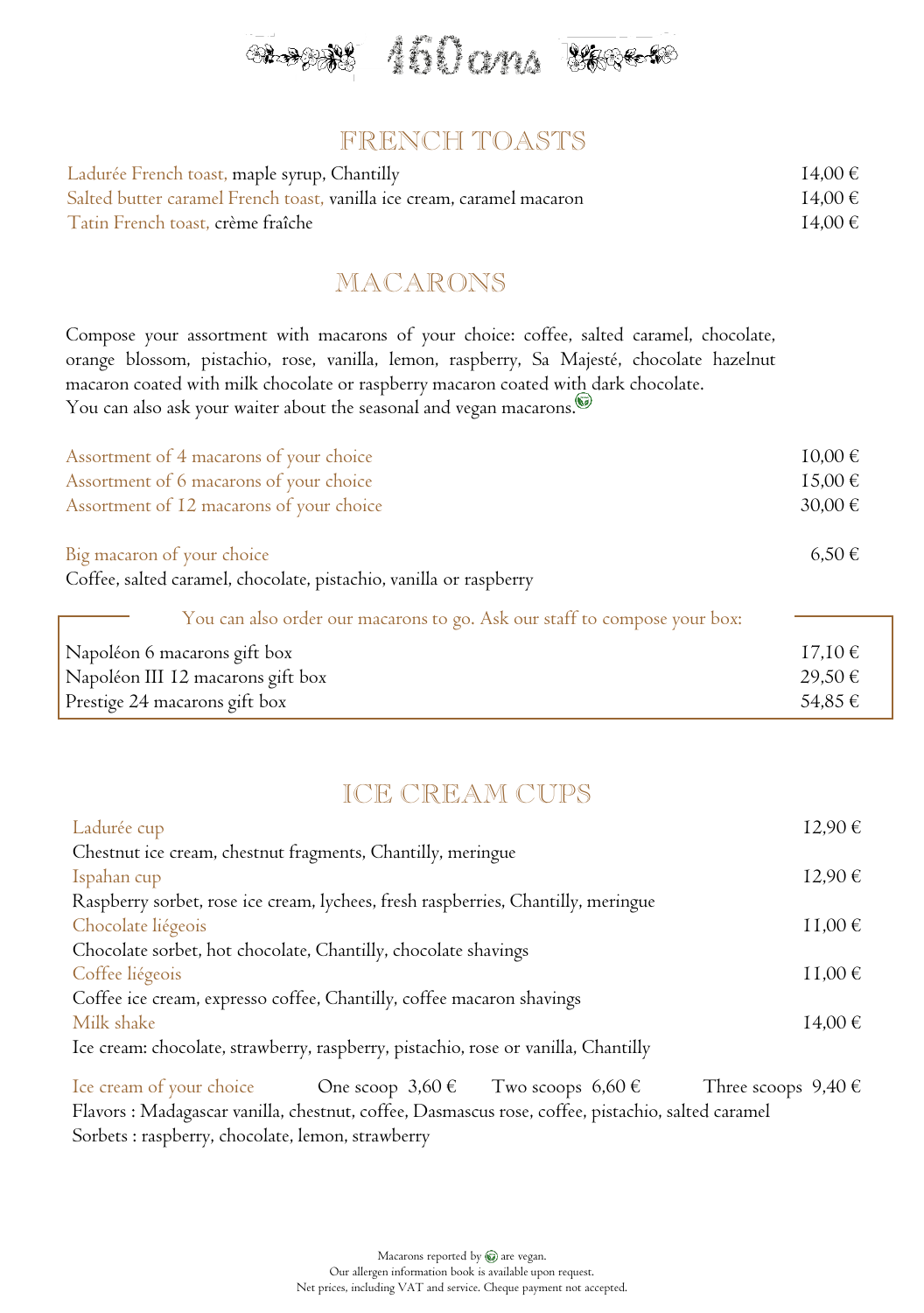160 ans

## FRENCH TOASTS

| | |
|---|---|
| Ladurée French toast, maple syrup, Chantilly | 14,00 € |
| Salted butter caramel French toast, vanilla ice cream, caramel macaron | 14,00 € |
| Tatin French toast, crème fraîche | 14,00 € |

## MACARONS

Compose your assortment with macarons of your choice: coffee, salted caramel, chocolate, orange blossom, pistachio, rose, vanilla, lemon, raspberry, Sa Majesté, chocolate hazelnut macaron coated with milk chocolate or raspberry macaron coated with dark chocolate.
You can also ask your waiter about the seasonal and vegan macarons.

| | |
|---|---|
| Assortment of 4 macarons of your choice | 10,00 € |
| Assortment of 6 macarons of your choice | 15,00 € |
| Assortment of 12 macarons of your choice | 30,00 € |

Big macaron of your choice — 6,50 €
Coffee, salted caramel, chocolate, pistachio, vanilla or raspberry

You can also order our macarons to go. Ask our staff to compose your box:

| | |
|---|---|
| Napoléon 6 macarons gift box | 17,10 € |
| Napoléon III 12 macarons gift box | 29,50 € |
| Prestige 24 macarons gift box | 54,85 € |

## ICE CREAM CUPS

Ladurée cup — 12,90 €
Chestnut ice cream, chestnut fragments, Chantilly, meringue

Ispahan cup — 12,90 €
Raspberry sorbet, rose ice cream, lychees, fresh raspberries, Chantilly, meringue

Chocolate liégeois — 11,00 €
Chocolate sorbet, hot chocolate, Chantilly, chocolate shavings

Coffee liégeois — 11,00 €
Coffee ice cream, expresso coffee, Chantilly, coffee macaron shavings

Milk shake — 14,00 €
Ice cream: chocolate, strawberry, raspberry, pistachio, rose or vanilla, Chantilly

Ice cream of your choice — One scoop 3,60 € — Two scoops 6,60 € — Three scoops 9,40 €
Flavors : Madagascar vanilla, chestnut, coffee, Dasmascus rose, coffee, pistachio, salted caramel
Sorbets : raspberry, chocolate, lemon, strawberry

Macarons reported by (vegan symbol) are vegan.
Our allergen information book is available upon request.
Net prices, including VAT and service. Cheque payment not accepted.